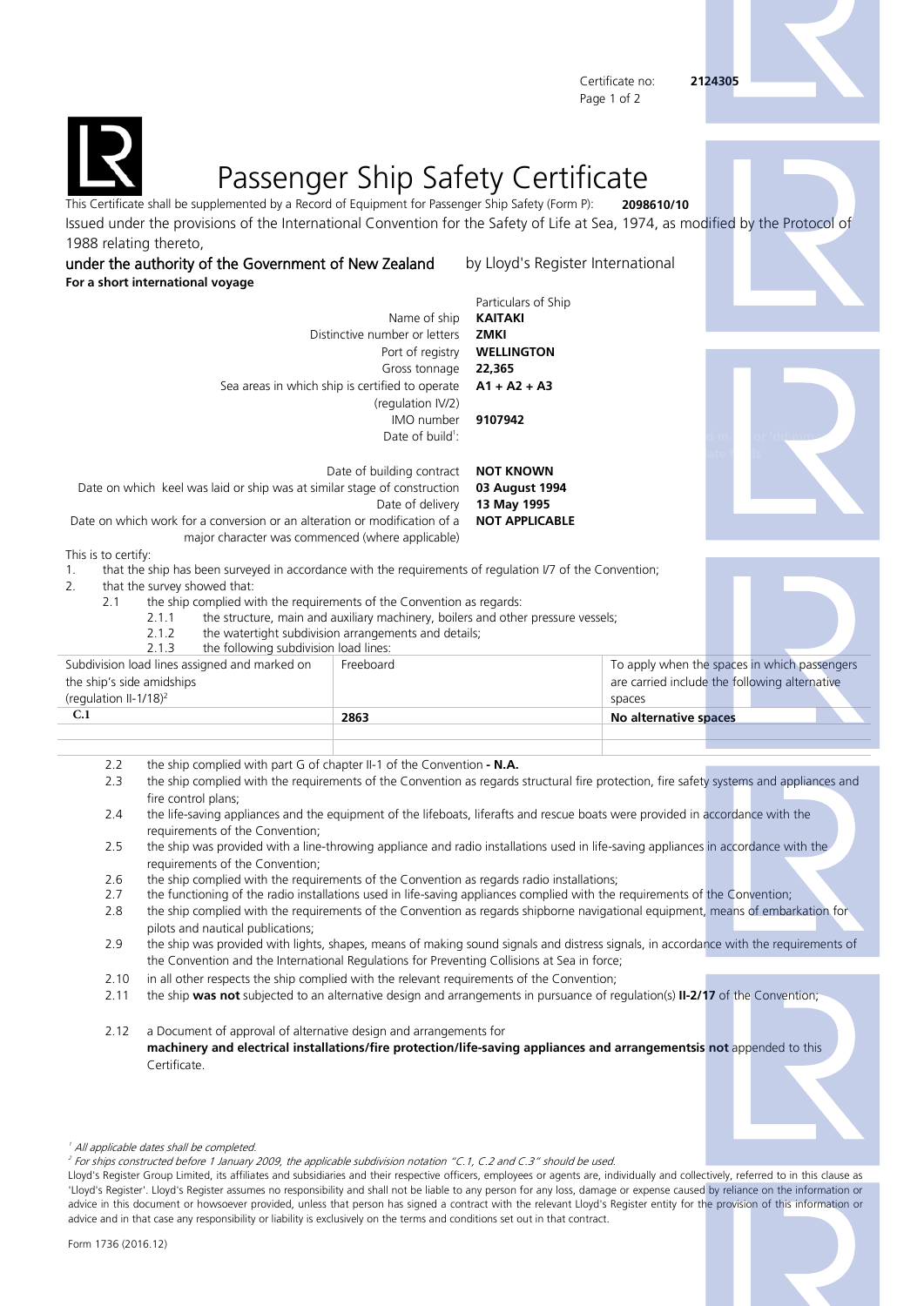Certificate no: **2124305**

# Passenger Ship Safety Certificate

This Certificate shall be supplemented by a Record of Equipment for Passenger Ship Safety (Form P): **2098610/10**

Issued under the provisions of the International Convention for the Safety of Life at Sea, 1974, as modified by the Protocol of 1988 relating thereto,

under the authority of the Government of New Zealand by Lloyd's Register International

**For a short international voyage**

Particulars of Ship

| | |
|---|---|
| Name of ship | **KAITAKI** |
| Distinctive number or letters | **ZMKI** |
| Port of registry | **WELLINGTON** |
| Gross tonnage | **22,365** |
| Sea areas in which ship is certified to operate (regulation IV/2) | **A1 + A2 + A3** |
| IMO number | **9107942** |
| Date of build[1]: | |
| Date of building contract | **NOT KNOWN** |
| Date on which keel was laid or ship was at similar stage of construction | **03 August 1994** |
| Date of delivery | **13 May 1995** |
| Date on which work for a conversion or an alteration or modification of a major character was commenced (where applicable) | **NOT APPLICABLE** |

This is to certify:

1. that the ship has been surveyed in accordance with the requirements of regulation I/7 of the Convention;
2. that the survey showed that:
   - 2.1 the ship complied with the requirements of the Convention as regards:
     - 2.1.1 the structure, main and auxiliary machinery, boilers and other pressure vessels;
     - 2.1.2 the watertight subdivision arrangements and details;
     - 2.1.3 the following subdivision load lines:

| Subdivision load lines assigned and marked on the ship's side amidships (regulation II-1/18)[2] | Freeboard | To apply when the spaces in which passengers are carried include the following alternative spaces |
|---|---|---|
| C.1 | **2863** | **No alternative spaces** |
| | | |

- 2.2 the ship complied with part G of chapter II-1 of the Convention **- N.A.**
- 2.3 the ship complied with the requirements of the Convention as regards structural fire protection, fire safety systems and appliances and fire control plans;
- 2.4 the life-saving appliances and the equipment of the lifeboats, liferafts and rescue boats were provided in accordance with the requirements of the Convention;
- 2.5 the ship was provided with a line-throwing appliance and radio installations used in life-saving appliances in accordance with the requirements of the Convention;
- 2.6 the ship complied with the requirements of the Convention as regards radio installations;
- 2.7 the functioning of the radio installations used in life-saving appliances complied with the requirements of the Convention;
- 2.8 the ship complied with the requirements of the Convention as regards shipborne navigational equipment, means of embarkation for pilots and nautical publications;
- 2.9 the ship was provided with lights, shapes, means of making sound signals and distress signals, in accordance with the requirements of the Convention and the International Regulations for Preventing Collisions at Sea in force;
- 2.10 in all other respects the ship complied with the relevant requirements of the Convention;
- 2.11 the ship **was not** subjected to an alternative design and arrangements in pursuance of regulation(s) **II-2/17** of the Convention;
- 2.12 a Document of approval of alternative design and arrangements for **machinery and electrical installations/fire protection/life-saving appliances and arrangementsis not** appended to this Certificate.

[1] *All applicable dates shall be completed.*

[2] *For ships constructed before 1 January 2009, the applicable subdivision notation "C.1, C.2 and C.3" should be used.*

Lloyd's Register Group Limited, its affiliates and subsidiaries and their respective officers, employees or agents are, individually and collectively, referred to in this clause as 'Lloyd's Register'. Lloyd's Register assumes no responsibility and shall not be liable to any person for any loss, damage or expense caused by reliance on the information or advice in this document or howsoever provided, unless that person has signed a contract with the relevant Lloyd's Register entity for the provision of this information or advice and in that case any responsibility or liability is exclusively on the terms and conditions set out in that contract.

Form 1736 (2016.12)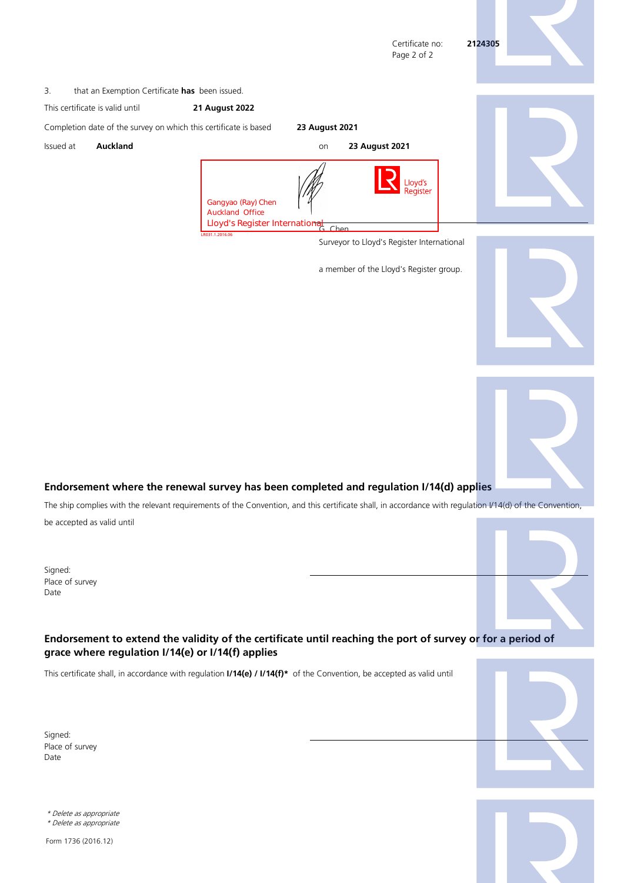Certificate no: **2124305**

3. that an Exemption Certificate **has** been issued.

This certificate is valid until **21 August 2022**

Completion date of the survey on which this certificate is based **23 August 2021**

Issued at **Auckland** on **23 August 2021**

Gangyao (Ray) Chen
Auckland Office
Lloyd's Register International

Lloyd's Register

LR031.1.2016.06

G. Chen

Surveyor to Lloyd's Register International

a member of the Lloyd's Register group.

## Endorsement where the renewal survey has been completed and regulation I/14(d) applies

The ship complies with the relevant requirements of the Convention, and this certificate shall, in accordance with regulation I/14(d) of the Convention, be accepted as valid until

Signed:
Place of survey
Date

## Endorsement to extend the validity of the certificate until reaching the port of survey or for a period of grace where regulation I/14(e) or I/14(f) applies

This certificate shall, in accordance with regulation **I/14(e) / I/14(f)*** of the Convention, be accepted as valid until

Signed:
Place of survey
Date

*\* Delete as appropriate*
*\* Delete as appropriate*

Form 1736 (2016.12)